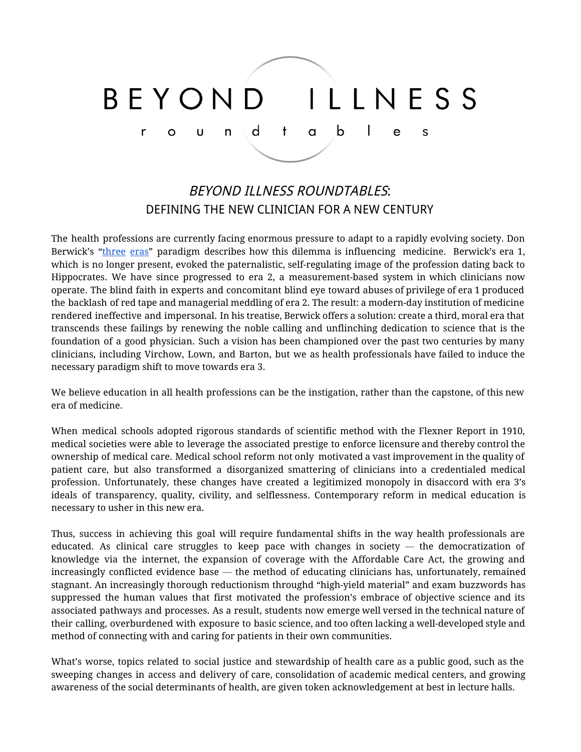# BEYOND ILLNESS roundtables

## *BEYOND ILLNESS ROUNDTABLES*:
### DEFINING THE NEW CLINICIAN FOR A NEW CENTURY

The health professions are currently facing enormous pressure to adapt to a rapidly evolving society. Don Berwick's "[three](#) [eras](#)" paradigm describes how this dilemma is influencing medicine. Berwick's era 1, which is no longer present, evoked the paternalistic, self-regulating image of the profession dating back to Hippocrates. We have since progressed to era 2, a measurement-based system in which clinicians now operate. The blind faith in experts and concomitant blind eye toward abuses of privilege of era 1 produced the backlash of red tape and managerial meddling of era 2. The result: a modern-day institution of medicine rendered ineffective and impersonal. In his treatise, Berwick offers a solution: create a third, moral era that transcends these failings by renewing the noble calling and unflinching dedication to science that is the foundation of a good physician. Such a vision has been championed over the past two centuries by many clinicians, including Virchow, Lown, and Barton, but we as health professionals have failed to induce the necessary paradigm shift to move towards era 3.

We believe education in all health professions can be the instigation, rather than the capstone, of this new era of medicine.

When medical schools adopted rigorous standards of scientific method with the Flexner Report in 1910, medical societies were able to leverage the associated prestige to enforce licensure and thereby control the ownership of medical care. Medical school reform not only motivated a vast improvement in the quality of patient care, but also transformed a disorganized smattering of clinicians into a credentialed medical profession. Unfortunately, these changes have created a legitimized monopoly in disaccord with era 3's ideals of transparency, quality, civility, and selflessness. Contemporary reform in medical education is necessary to usher in this new era.

Thus, success in achieving this goal will require fundamental shifts in the way health professionals are educated. As clinical care struggles to keep pace with changes in society — the democratization of knowledge via the internet, the expansion of coverage with the Affordable Care Act, the growing and increasingly conflicted evidence base — the method of educating clinicians has, unfortunately, remained stagnant. An increasingly thorough reductionism throughd "high-yield material" and exam buzzwords has suppressed the human values that first motivated the profession's embrace of objective science and its associated pathways and processes. As a result, students now emerge well versed in the technical nature of their calling, overburdened with exposure to basic science, and too often lacking a well-developed style and method of connecting with and caring for patients in their own communities.

What's worse, topics related to social justice and stewardship of health care as a public good, such as the sweeping changes in access and delivery of care, consolidation of academic medical centers, and growing awareness of the social determinants of health, are given token acknowledgement at best in lecture halls.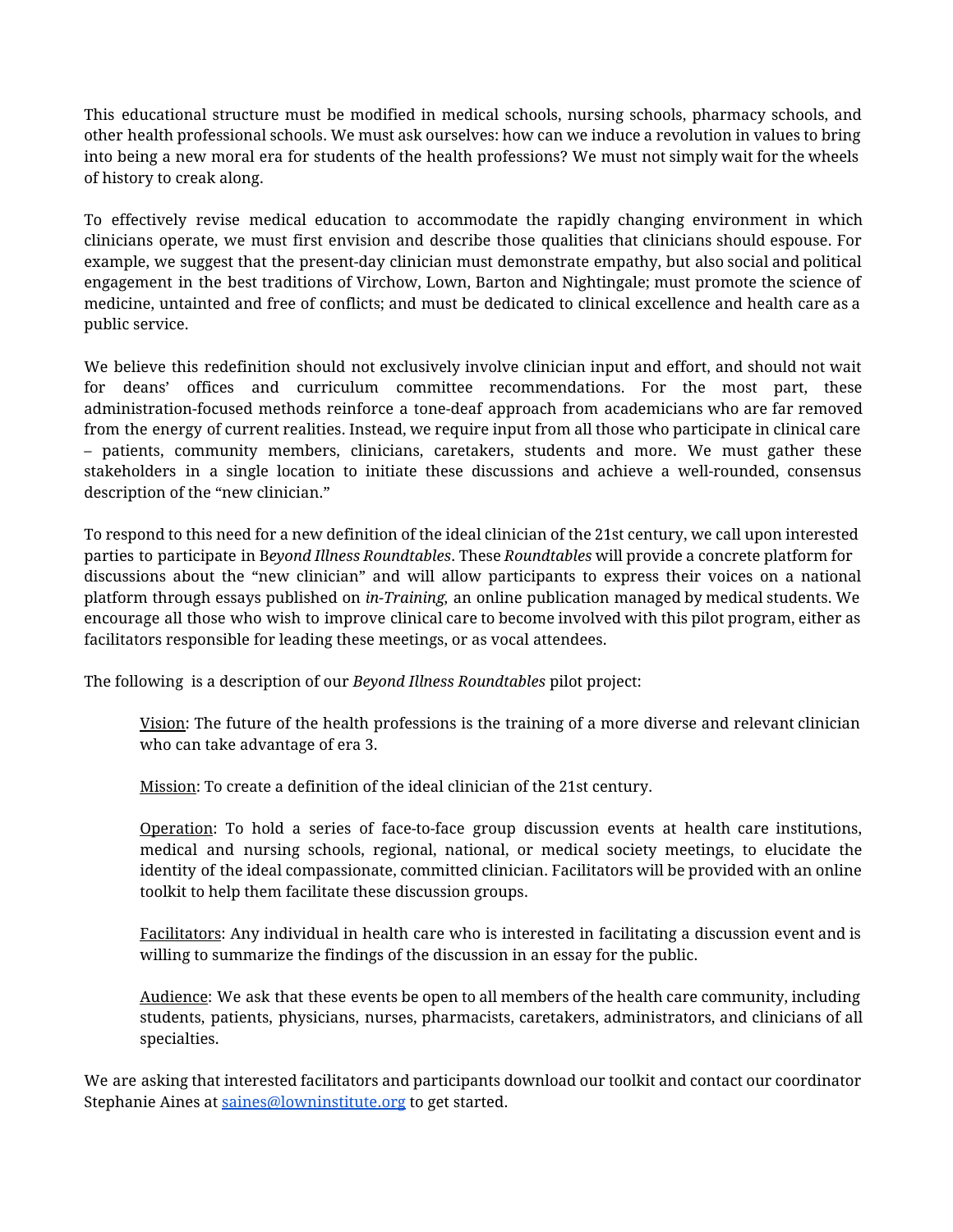This educational structure must be modified in medical schools, nursing schools, pharmacy schools, and other health professional schools. We must ask ourselves: how can we induce a revolution in values to bring into being a new moral era for students of the health professions? We must not simply wait for the wheels of history to creak along.

To effectively revise medical education to accommodate the rapidly changing environment in which clinicians operate, we must first envision and describe those qualities that clinicians should espouse. For example, we suggest that the present-day clinician must demonstrate empathy, but also social and political engagement in the best traditions of Virchow, Lown, Barton and Nightingale; must promote the science of medicine, untainted and free of conflicts; and must be dedicated to clinical excellence and health care as a public service.

We believe this redefinition should not exclusively involve clinician input and effort, and should not wait for deans' offices and curriculum committee recommendations. For the most part, these administration-focused methods reinforce a tone-deaf approach from academicians who are far removed from the energy of current realities. Instead, we require input from all those who participate in clinical care – patients, community members, clinicians, caretakers, students and more. We must gather these stakeholders in a single location to initiate these discussions and achieve a well-rounded, consensus description of the "new clinician."

To respond to this need for a new definition of the ideal clinician of the 21st century, we call upon interested parties to participate in B*eyond Illness Roundtables*. These *Roundtables* will provide a concrete platform for discussions about the "new clinician" and will allow participants to express their voices on a national platform through essays published on *in-Training*, an online publication managed by medical students. We encourage all those who wish to improve clinical care to become involved with this pilot program, either as facilitators responsible for leading these meetings, or as vocal attendees.

The following is a description of our *Beyond Illness Roundtables* pilot project:

> <u>Vision</u>: The future of the health professions is the training of a more diverse and relevant clinician who can take advantage of era 3.
>
> <u>Mission</u>: To create a definition of the ideal clinician of the 21st century.
>
> <u>Operation</u>: To hold a series of face-to-face group discussion events at health care institutions, medical and nursing schools, regional, national, or medical society meetings, to elucidate the identity of the ideal compassionate, committed clinician. Facilitators will be provided with an online toolkit to help them facilitate these discussion groups.
>
> <u>Facilitators</u>: Any individual in health care who is interested in facilitating a discussion event and is willing to summarize the findings of the discussion in an essay for the public.
>
> <u>Audience</u>: We ask that these events be open to all members of the health care community, including students, patients, physicians, nurses, pharmacists, caretakers, administrators, and clinicians of all specialties.

We are asking that interested facilitators and participants download our toolkit and contact our coordinator Stephanie Aines at [saines@lowninstitute.org](mailto:saines@lowninstitute.org) to get started.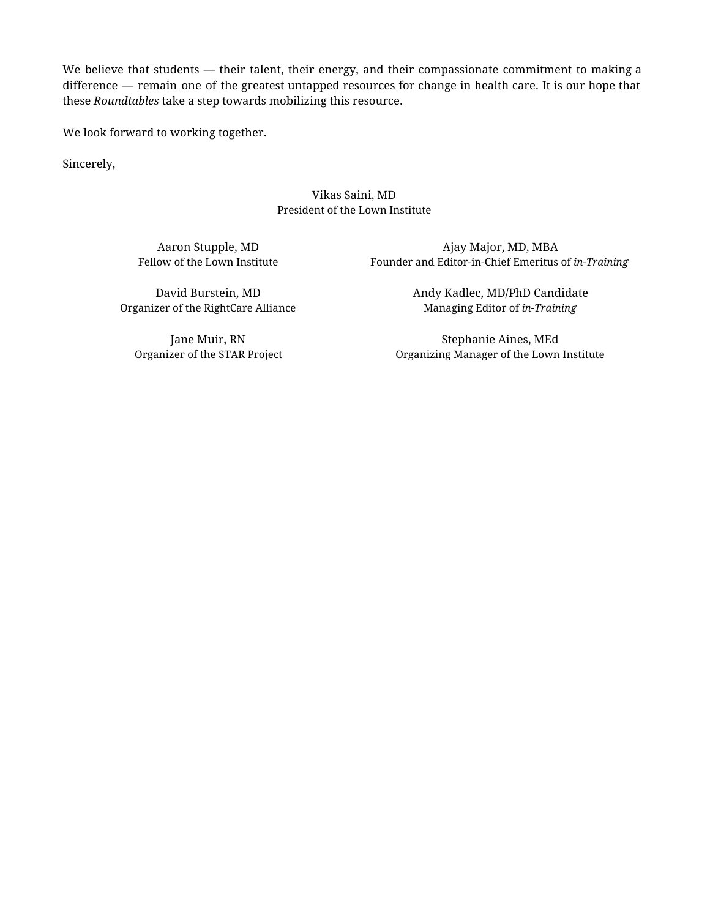We believe that students — their talent, their energy, and their compassionate commitment to making a difference — remain one of the greatest untapped resources for change in health care. It is our hope that these *Roundtables* take a step towards mobilizing this resource.

We look forward to working together.

Sincerely,

Vikas Saini, MD
President of the Lown Institute

Aaron Stupple, MD
Fellow of the Lown Institute

Ajay Major, MD, MBA
Founder and Editor-in-Chief Emeritus of *in-Training*

David Burstein, MD
Organizer of the RightCare Alliance

Andy Kadlec, MD/PhD Candidate
Managing Editor of *in-Training*

Jane Muir, RN
Organizer of the STAR Project

Stephanie Aines, MEd
Organizing Manager of the Lown Institute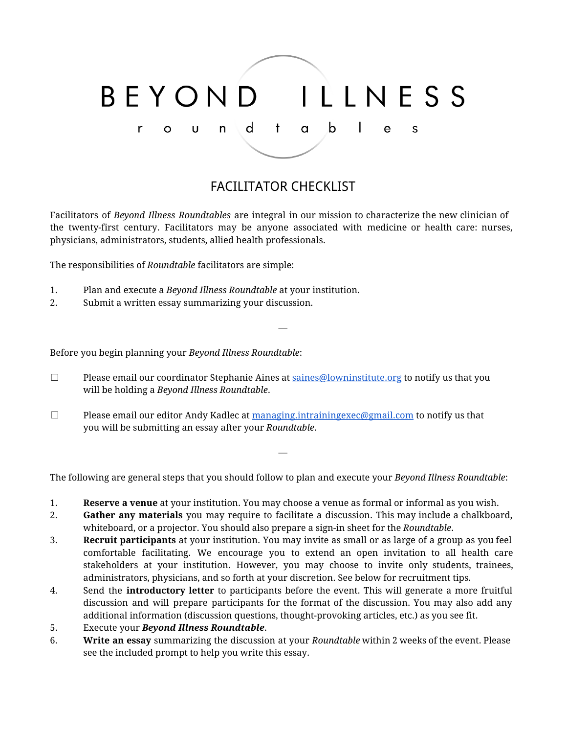# BEYOND ILLNESS

roundtables

## FACILITATOR CHECKLIST

Facilitators of *Beyond Illness Roundtables* are integral in our mission to characterize the new clinician of the twenty-first century. Facilitators may be anyone associated with medicine or health care: nurses, physicians, administrators, students, allied health professionals.

The responsibilities of *Roundtable* facilitators are simple:

1. Plan and execute a *Beyond Illness Roundtable* at your institution.
2. Submit a written essay summarizing your discussion.

—

Before you begin planning your *Beyond Illness Roundtable*:

☐ Please email our coordinator Stephanie Aines at saines@lowninstitute.org to notify us that you will be holding a *Beyond Illness Roundtable*.

☐ Please email our editor Andy Kadlec at managing.intrainingexec@gmail.com to notify us that you will be submitting an essay after your *Roundtable*.

—

The following are general steps that you should follow to plan and execute your *Beyond Illness Roundtable*:

1. **Reserve a venue** at your institution. You may choose a venue as formal or informal as you wish.
2. **Gather any materials** you may require to facilitate a discussion. This may include a chalkboard, whiteboard, or a projector. You should also prepare a sign-in sheet for the *Roundtable*.
3. **Recruit participants** at your institution. You may invite as small or as large of a group as you feel comfortable facilitating. We encourage you to extend an open invitation to all health care stakeholders at your institution. However, you may choose to invite only students, trainees, administrators, physicians, and so forth at your discretion. See below for recruitment tips.
4. Send the **introductory letter** to participants before the event. This will generate a more fruitful discussion and will prepare participants for the format of the discussion. You may also add any additional information (discussion questions, thought-provoking articles, etc.) as you see fit.
5. Execute your ***Beyond Illness Roundtable***.
6. **Write an essay** summarizing the discussion at your *Roundtable* within 2 weeks of the event. Please see the included prompt to help you write this essay.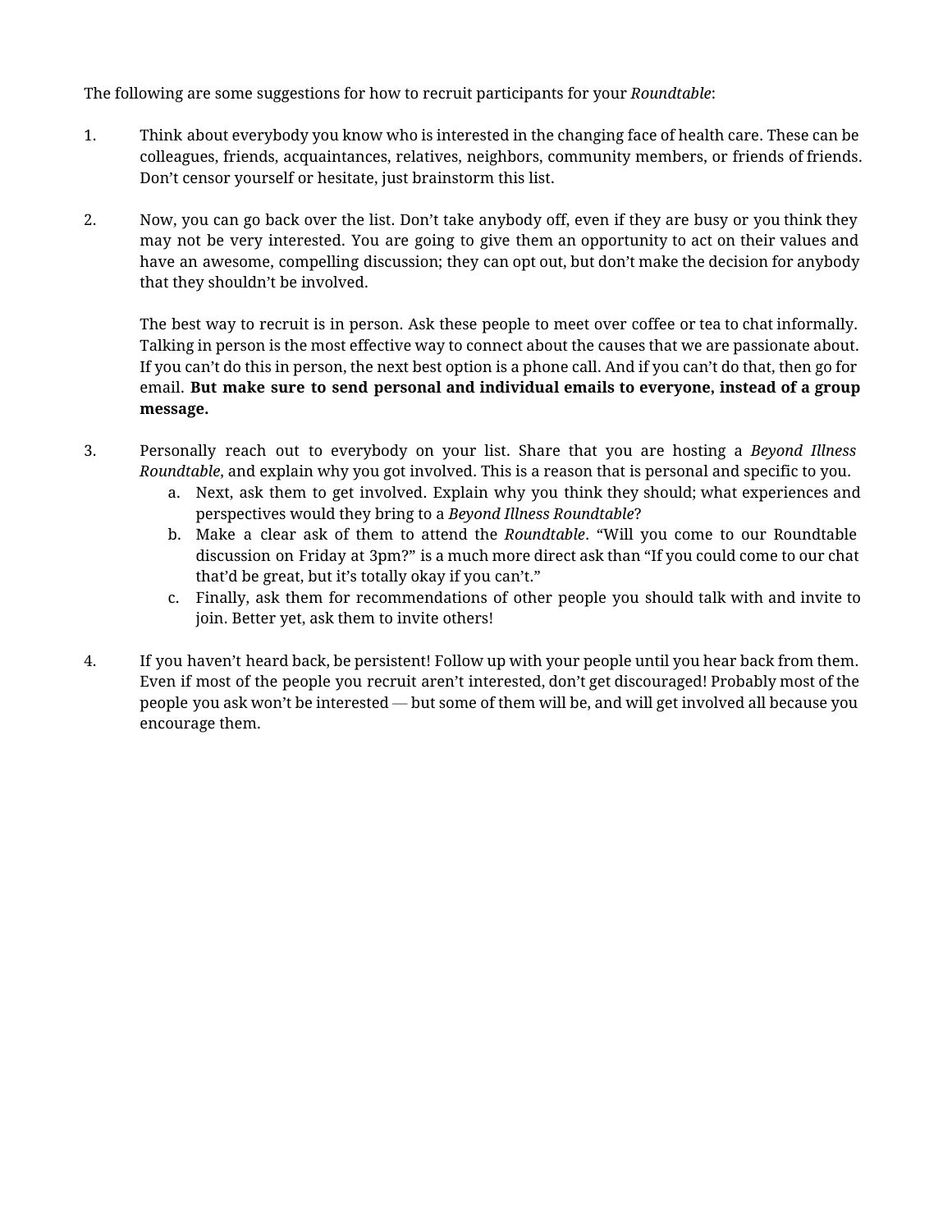The following are some suggestions for how to recruit participants for your *Roundtable*:

1. Think about everybody you know who is interested in the changing face of health care. These can be colleagues, friends, acquaintances, relatives, neighbors, community members, or friends of friends. Don't censor yourself or hesitate, just brainstorm this list.

2. Now, you can go back over the list. Don't take anybody off, even if they are busy or you think they may not be very interested. You are going to give them an opportunity to act on their values and have an awesome, compelling discussion; they can opt out, but don't make the decision for anybody that they shouldn't be involved.

   The best way to recruit is in person. Ask these people to meet over coffee or tea to chat informally. Talking in person is the most effective way to connect about the causes that we are passionate about. If you can't do this in person, the next best option is a phone call. And if you can't do that, then go for email. **But make sure to send personal and individual emails to everyone, instead of a group message.**

3. Personally reach out to everybody on your list. Share that you are hosting a *Beyond Illness Roundtable*, and explain why you got involved. This is a reason that is personal and specific to you.
   a. Next, ask them to get involved. Explain why you think they should; what experiences and perspectives would they bring to a *Beyond Illness Roundtable*?
   b. Make a clear ask of them to attend the *Roundtable*. "Will you come to our Roundtable discussion on Friday at 3pm?" is a much more direct ask than "If you could come to our chat that'd be great, but it's totally okay if you can't."
   c. Finally, ask them for recommendations of other people you should talk with and invite to join. Better yet, ask them to invite others!

4. If you haven't heard back, be persistent! Follow up with your people until you hear back from them. Even if most of the people you recruit aren't interested, don't get discouraged! Probably most of the people you ask won't be interested — but some of them will be, and will get involved all because you encourage them.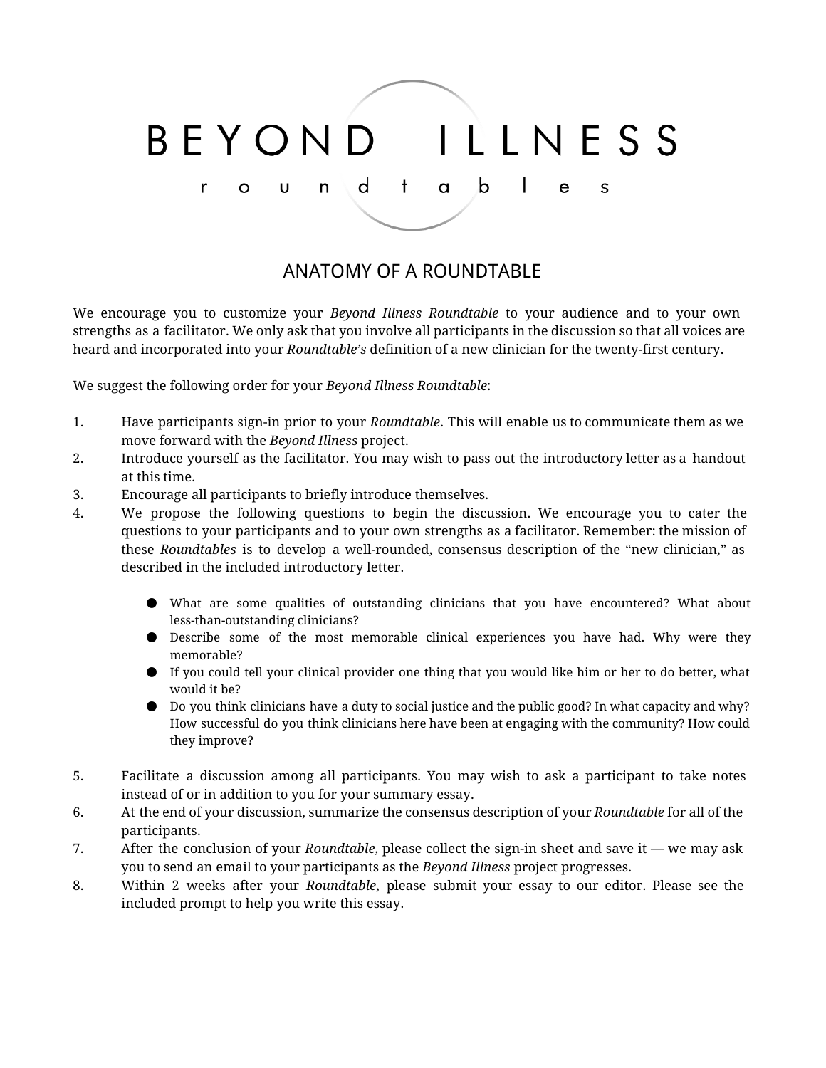# BEYOND ILLNESS

roundtables

## ANATOMY OF A ROUNDTABLE

We encourage you to customize your *Beyond Illness Roundtable* to your audience and to your own strengths as a facilitator. We only ask that you involve all participants in the discussion so that all voices are heard and incorporated into your *Roundtable's* definition of a new clinician for the twenty-first century.

We suggest the following order for your *Beyond Illness Roundtable*:

1. Have participants sign-in prior to your *Roundtable*. This will enable us to communicate them as we move forward with the *Beyond Illness* project.
2. Introduce yourself as the facilitator. You may wish to pass out the introductory letter as a handout at this time.
3. Encourage all participants to briefly introduce themselves.
4. We propose the following questions to begin the discussion. We encourage you to cater the questions to your participants and to your own strengths as a facilitator. Remember: the mission of these *Roundtables* is to develop a well-rounded, consensus description of the "new clinician," as described in the included introductory letter.

   - What are some qualities of outstanding clinicians that you have encountered? What about less-than-outstanding clinicians?
   - Describe some of the most memorable clinical experiences you have had. Why were they memorable?
   - If you could tell your clinical provider one thing that you would like him or her to do better, what would it be?
   - Do you think clinicians have a duty to social justice and the public good? In what capacity and why? How successful do you think clinicians here have been at engaging with the community? How could they improve?

5. Facilitate a discussion among all participants. You may wish to ask a participant to take notes instead of or in addition to you for your summary essay.
6. At the end of your discussion, summarize the consensus description of your *Roundtable* for all of the participants.
7. After the conclusion of your *Roundtable*, please collect the sign-in sheet and save it — we may ask you to send an email to your participants as the *Beyond Illness* project progresses.
8. Within 2 weeks after your *Roundtable*, please submit your essay to our editor. Please see the included prompt to help you write this essay.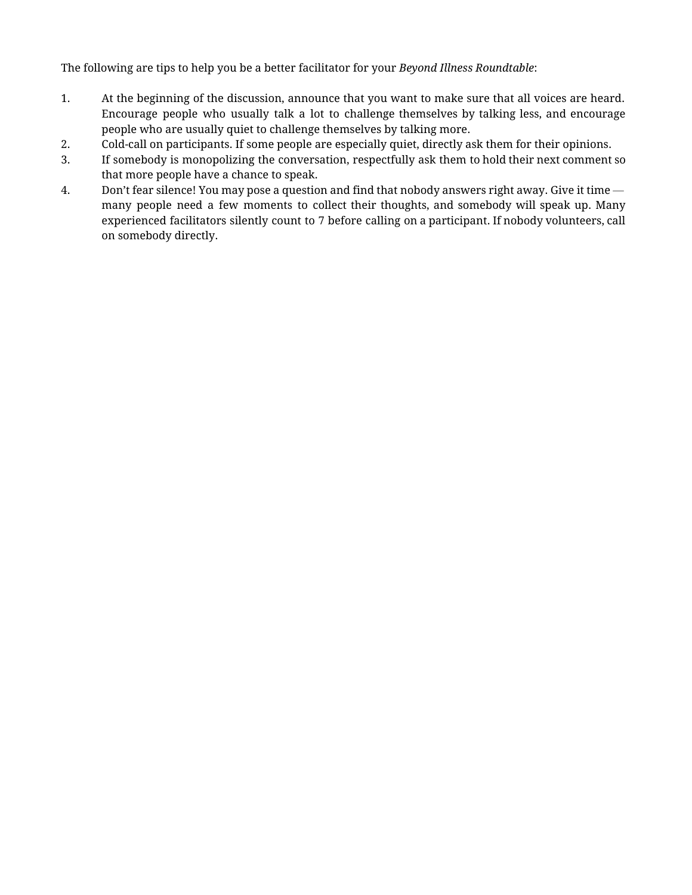The following are tips to help you be a better facilitator for your *Beyond Illness Roundtable*:

1. At the beginning of the discussion, announce that you want to make sure that all voices are heard. Encourage people who usually talk a lot to challenge themselves by talking less, and encourage people who are usually quiet to challenge themselves by talking more.
2. Cold-call on participants. If some people are especially quiet, directly ask them for their opinions.
3. If somebody is monopolizing the conversation, respectfully ask them to hold their next comment so that more people have a chance to speak.
4. Don't fear silence! You may pose a question and find that nobody answers right away. Give it time — many people need a few moments to collect their thoughts, and somebody will speak up. Many experienced facilitators silently count to 7 before calling on a participant. If nobody volunteers, call on somebody directly.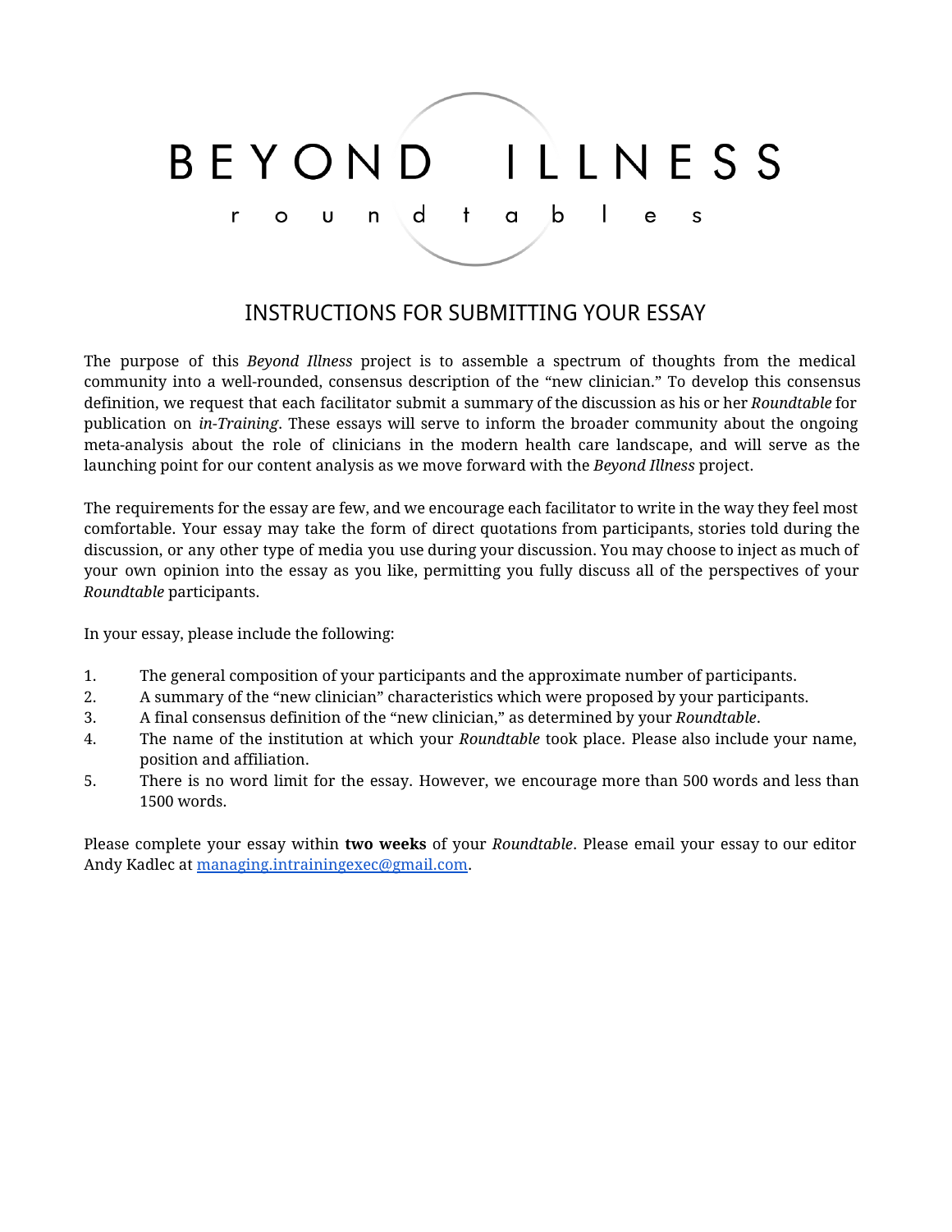# BEYOND ILLNESS
roundtables

## INSTRUCTIONS FOR SUBMITTING YOUR ESSAY

The purpose of this *Beyond Illness* project is to assemble a spectrum of thoughts from the medical community into a well-rounded, consensus description of the "new clinician." To develop this consensus definition, we request that each facilitator submit a summary of the discussion as his or her *Roundtable* for publication on *in-Training*. These essays will serve to inform the broader community about the ongoing meta-analysis about the role of clinicians in the modern health care landscape, and will serve as the launching point for our content analysis as we move forward with the *Beyond Illness* project.

The requirements for the essay are few, and we encourage each facilitator to write in the way they feel most comfortable. Your essay may take the form of direct quotations from participants, stories told during the discussion, or any other type of media you use during your discussion. You may choose to inject as much of your own opinion into the essay as you like, permitting you fully discuss all of the perspectives of your *Roundtable* participants.

In your essay, please include the following:

1. The general composition of your participants and the approximate number of participants.
2. A summary of the "new clinician" characteristics which were proposed by your participants.
3. A final consensus definition of the "new clinician," as determined by your *Roundtable*.
4. The name of the institution at which your *Roundtable* took place. Please also include your name, position and affiliation.
5. There is no word limit for the essay. However, we encourage more than 500 words and less than 1500 words.

Please complete your essay within **two weeks** of your *Roundtable*. Please email your essay to our editor Andy Kadlec at [managing.intrainingexec@gmail.com](mailto:managing.intrainingexec@gmail.com).